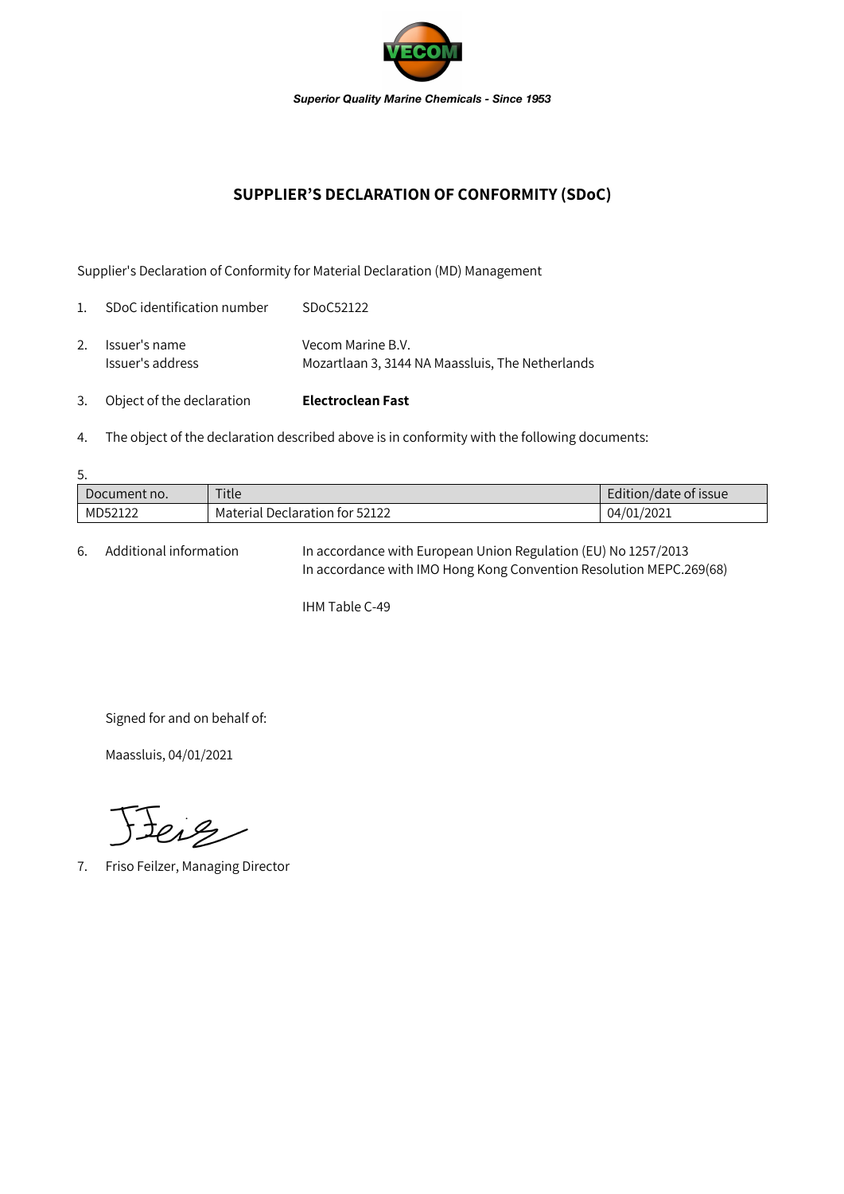VECOM

***Superior Quality Marine Chemicals - Since 1953***

## SUPPLIER'S DECLARATION OF CONFORMITY (SDoC)

Supplier's Declaration of Conformity for Material Declaration (MD) Management

1. SDoC identification number SDoC52122

2. Issuer's name Vecom Marine B.V.
   Issuer's address Mozartlaan 3, 3144 NA Maassluis, The Netherlands

3. Object of the declaration **Electroclean Fast**

4. The object of the declaration described above is in conformity with the following documents:

5.

| Document no. | Title | Edition/date of issue |
|---|---|---|
| MD52122 | Material Declaration for 52122 | 04/01/2021 |

6. Additional information In accordance with European Union Regulation (EU) No 1257/2013
   In accordance with IMO Hong Kong Convention Resolution MEPC.269(68)

   IHM Table C-49

Signed for and on behalf of:

Maassluis, 04/01/2021

7. Friso Feilzer, Managing Director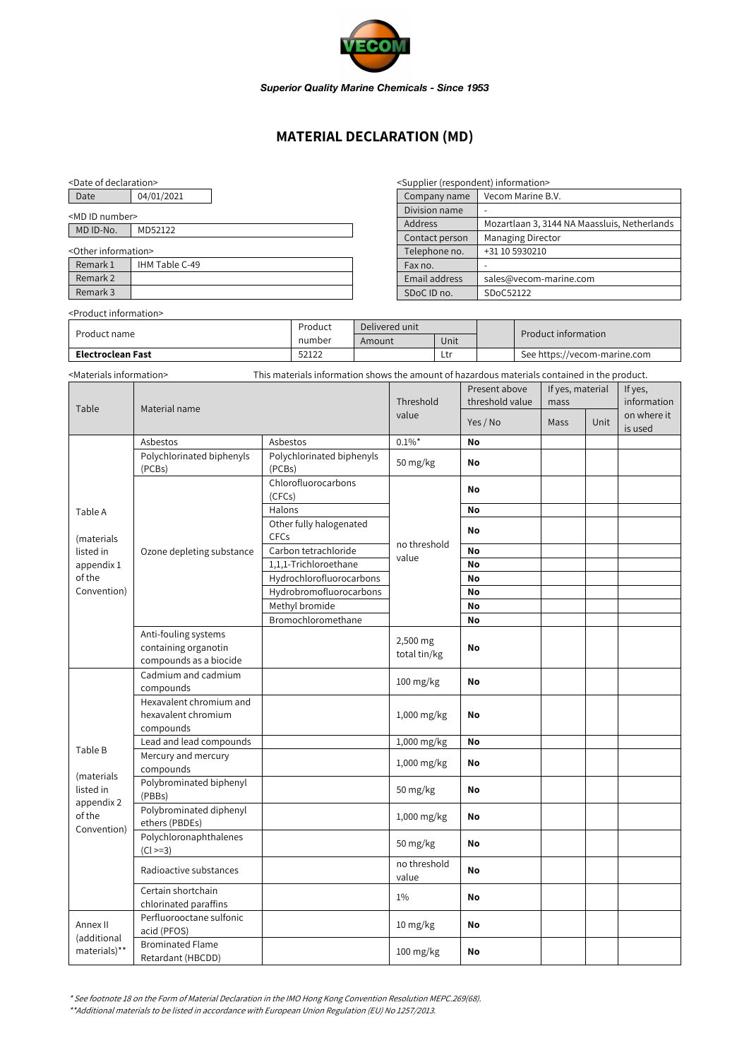VECOM

***Superior Quality Marine Chemicals - Since 1953***

# MATERIAL DECLARATION (MD)

<Date of declaration>

| | |
|---|---|
| Date | 04/01/2021 |

<MD ID number>

| | |
|---|---|
| MD ID-No. | MD52122 |

<Other information>

| | |
|---|---|
| Remark 1 | IHM Table C-49 |
| Remark 2 | |
| Remark 3 | |

<Supplier (respondent) information>

| | |
|---|---|
| Company name | Vecom Marine B.V. |
| Division name | - |
| Address | Mozartlaan 3, 3144 NA Maassluis, Netherlands |
| Contact person | Managing Director |
| Telephone no. | +31 10 5930210 |
| Fax no. | - |
| Email address | sales@vecom-marine.com |
| SDoC ID no. | SDoC52122 |

<Product information>

| Product name | Product number | Delivered unit | | | Product information |
|---|---|---|---|---|---|
| | | Amount | Unit | | |
| **Electroclean Fast** | 52122 | | Ltr | | See https://vecom-marine.com |

<Materials information> This materials information shows the amount of hazardous materials contained in the product.

| Table | Material name | | Threshold value | Present above threshold value | If yes, material mass | | If yes, information on where it is used |
|---|---|---|---|---|---|---|---|
| | | | | Yes / No | Mass | Unit | |
| Table A (materials listed in appendix 1 of the Convention) | Asbestos | Asbestos | 0.1%* | **No** | | | |
| | Polychlorinated biphenyls (PCBs) | Polychlorinated biphenyls (PCBs) | 50 mg/kg | **No** | | | |
| | Ozone depleting substance | Chlorofluorocarbons (CFCs) | no threshold value | **No** | | | |
| | | Halons | | **No** | | | |
| | | Other fully halogenated CFCs | | **No** | | | |
| | | Carbon tetrachloride | | **No** | | | |
| | | 1,1,1-Trichloroethane | | **No** | | | |
| | | Hydrochlorofluorocarbons | | **No** | | | |
| | | Hydrobromofluorocarbons | | **No** | | | |
| | | Methyl bromide | | **No** | | | |
| | | Bromochloromethane | | **No** | | | |
| | Anti-fouling systems containing organotin compounds as a biocide | | 2,500 mg total tin/kg | **No** | | | |
| Table B (materials listed in appendix 2 of the Convention) | Cadmium and cadmium compounds | | 100 mg/kg | **No** | | | |
| | Hexavalent chromium and hexavalent chromium compounds | | 1,000 mg/kg | **No** | | | |
| | Lead and lead compounds | | 1,000 mg/kg | **No** | | | |
| | Mercury and mercury compounds | | 1,000 mg/kg | **No** | | | |
| | Polybrominated biphenyl (PBBs) | | 50 mg/kg | **No** | | | |
| | Polybrominated diphenyl ethers (PBDEs) | | 1,000 mg/kg | **No** | | | |
| | Polychloronaphthalenes (Cl >=3) | | 50 mg/kg | **No** | | | |
| | Radioactive substances | | no threshold value | **No** | | | |
| | Certain shortchain chlorinated paraffins | | 1% | **No** | | | |
| Annex II (additional materials)** | Perfluorooctane sulfonic acid (PFOS) | | 10 mg/kg | **No** | | | |
| | Brominated Flame Retardant (HBCDD) | | 100 mg/kg | **No** | | | |

*\* See footnote 18 on the Form of Material Declaration in the IMO Hong Kong Convention Resolution MEPC.269(68).*

*\*\*Additional materials to be listed in accordance with European Union Regulation (EU) No 1257/2013.*